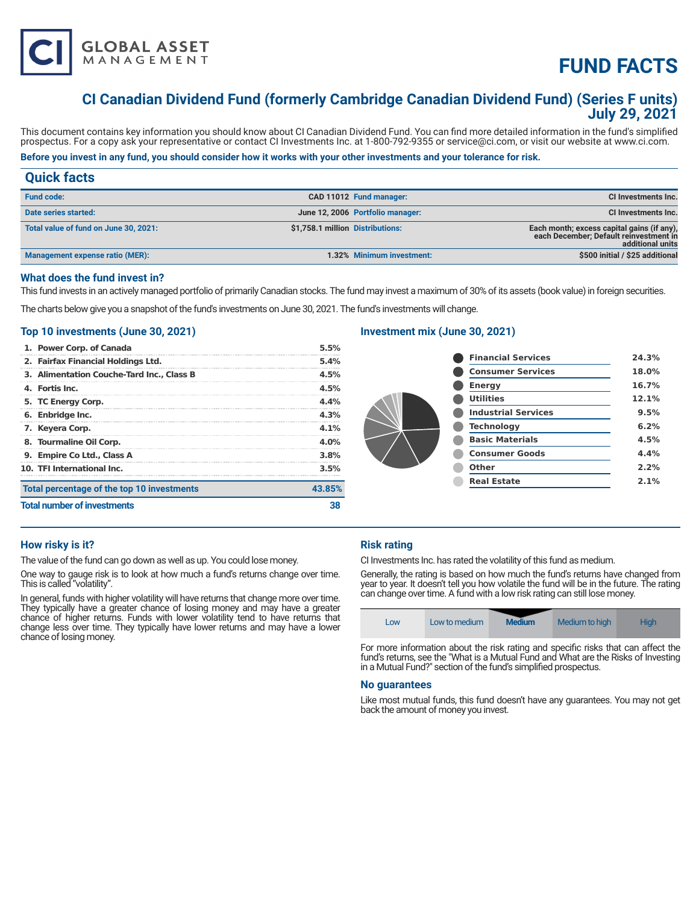CI GLOBAL ASSET MANAGEMENT

# FUND FACTS

## CI Canadian Dividend Fund (formerly Cambridge Canadian Dividend Fund) (Series F units) July 29, 2021

This document contains key information you should know about CI Canadian Dividend Fund. You can find more detailed information in the fund's simplified prospectus. For a copy ask your representative or contact CI Investments Inc. at 1-800-792-9355 or service@ci.com, or visit our website at www.ci.com.

**Before you invest in any fund, you should consider how it works with your other investments and your tolerance for risk.**

## Quick facts

| | | | |
|---|---|---|---|
| **Fund code:** | CAD 11012 | **Fund manager:** | CI Investments Inc. |
| **Date series started:** | June 12, 2006 | **Portfolio manager:** | CI Investments Inc. |
| **Total value of fund on June 30, 2021:** | $1,758.1 million | **Distributions:** | Each month; excess capital gains (if any), each December; Default reinvestment in additional units |
| **Management expense ratio (MER):** | 1.32% | **Minimum investment:** | $500 initial / $25 additional |

### What does the fund invest in?

This fund invests in an actively managed portfolio of primarily Canadian stocks. The fund may invest a maximum of 30% of its assets (book value) in foreign securities.

The charts below give you a snapshot of the fund's investments on June 30, 2021. The fund's investments will change.

### Top 10 investments (June 30, 2021)

| | |
|---|---|
| 1. Power Corp. of Canada | 5.5% |
| 2. Fairfax Financial Holdings Ltd. | 5.4% |
| 3. Alimentation Couche-Tard Inc., Class B | 4.5% |
| 4. Fortis Inc. | 4.5% |
| 5. TC Energy Corp. | 4.4% |
| 6. Enbridge Inc. | 4.3% |
| 7. Keyera Corp. | 4.1% |
| 8. Tourmaline Oil Corp. | 4.0% |
| 9. Empire Co Ltd., Class A | 3.8% |
| 10. TFI International Inc. | 3.5% |
| **Total percentage of the top 10 investments** | **43.85%** |
| **Total number of investments** | **38** |

### Investment mix (June 30, 2021)

Financial Services 24.3%
Consumer Services 18.0%
Energy 16.7%
Utilities 12.1%
Industrial Services 9.5%
Technology 6.2%
Basic Materials 4.5%
Consumer Goods 4.4%
Other 2.2%
Real Estate 2.1%

### How risky is it?

The value of the fund can go down as well as up. You could lose money.

One way to gauge risk is to look at how much a fund's returns change over time. This is called "volatility".

In general, funds with higher volatility will have returns that change more over time. They typically have a greater chance of losing money and may have a greater chance of higher returns. Funds with lower volatility tend to have returns that change less over time. They typically have lower returns and may have a lower chance of losing money.

### Risk rating

CI Investments Inc. has rated the volatility of this fund as medium.

Generally, the rating is based on how much the fund's returns have changed from year to year. It doesn't tell you how volatile the fund will be in the future. The rating can change over time. A fund with a low risk rating can still lose money.

Low | Low to medium | **Medium** | Medium to high | High

For more information about the risk rating and specific risks that can affect the fund's returns, see the "What is a Mutual Fund and What are the Risks of Investing in a Mutual Fund?" section of the fund's simplified prospectus.

### No guarantees

Like most mutual funds, this fund doesn't have any guarantees. You may not get back the amount of money you invest.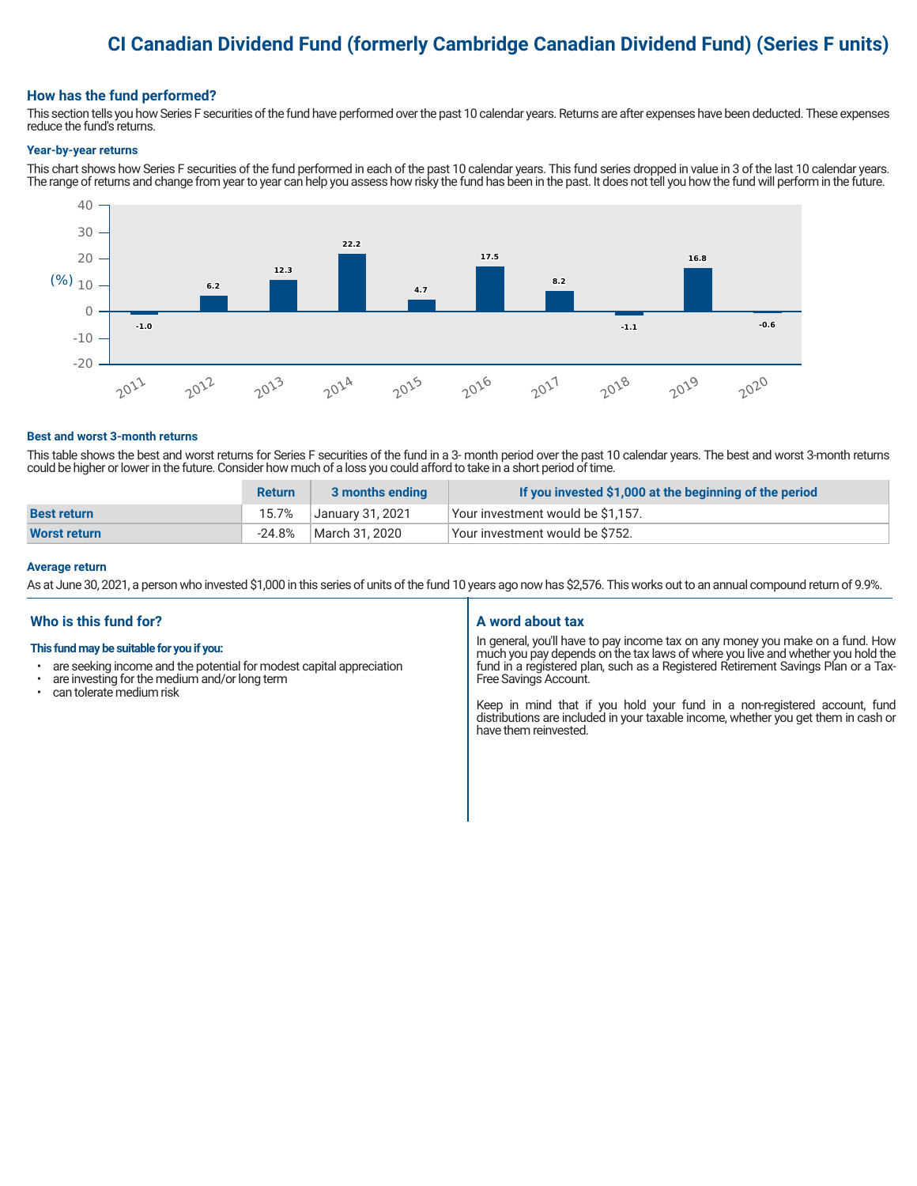# CI Canadian Dividend Fund (formerly Cambridge Canadian Dividend Fund) (Series F units)

## How has the fund performed?

This section tells you how Series F securities of the fund have performed over the past 10 calendar years. Returns are after expenses have been deducted. These expenses reduce the fund's returns.

### Year-by-year returns

This chart shows how Series F securities of the fund performed in each of the past 10 calendar years. This fund series dropped in value in 3 of the last 10 calendar years. The range of returns and change from year to year can help you assess how risky the fund has been in the past. It does not tell you how the fund will perform in the future.

(%)
40
30
20
10
0
-10
-20

-1.0
6.2
12.3
22.2
4.7
17.5
8.2
-1.1
16.8
-0.6

2011 2012 2013 2014 2015 2016 2017 2018 2019 2020

### Best and worst 3-month returns

This table shows the best and worst returns for Series F securities of the fund in a 3- month period over the past 10 calendar years. The best and worst 3-month returns could be higher or lower in the future. Consider how much of a loss you could afford to take in a short period of time.

| | Return | 3 months ending | If you invested $1,000 at the beginning of the period |
|---|---|---|---|
| **Best return** | 15.7% | January 31, 2021 | Your investment would be $1,157. |
| **Worst return** | -24.8% | March 31, 2020 | Your investment would be $752. |

### Average return

As at June 30, 2021, a person who invested $1,000 in this series of units of the fund 10 years ago now has $2,576. This works out to an annual compound return of 9.9%.

## Who is this fund for?

**This fund may be suitable for you if you:**

- are seeking income and the potential for modest capital appreciation
- are investing for the medium and/or long term
- can tolerate medium risk

## A word about tax

In general, you'll have to pay income tax on any money you make on a fund. How much you pay depends on the tax laws of where you live and whether you hold the fund in a registered plan, such as a Registered Retirement Savings Plan or a Tax-Free Savings Account.

Keep in mind that if you hold your fund in a non-registered account, fund distributions are included in your taxable income, whether you get them in cash or have them reinvested.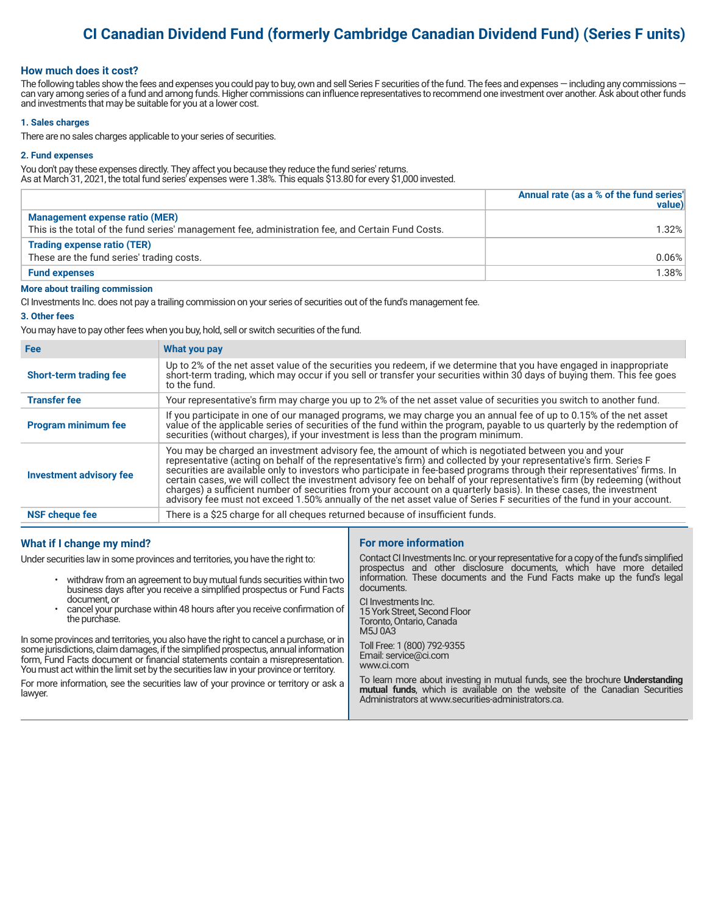# CI Canadian Dividend Fund (formerly Cambridge Canadian Dividend Fund) (Series F units)

## How much does it cost?

The following tables show the fees and expenses you could pay to buy, own and sell Series F securities of the fund. The fees and expenses — including any commissions — can vary among series of a fund and among funds. Higher commissions can influence representatives to recommend one investment over another. Ask about other funds and investments that may be suitable for you at a lower cost.

### 1. Sales charges

There are no sales charges applicable to your series of securities.

### 2. Fund expenses

You don't pay these expenses directly. They affect you because they reduce the fund series' returns.
As at March 31, 2021, the total fund series' expenses were 1.38%. This equals $13.80 for every $1,000 invested.

| | Annual rate (as a % of the fund series' value) |
|---|---|
| **Management expense ratio (MER)**<br>This is the total of the fund series' management fee, administration fee, and Certain Fund Costs. | 1.32% |
| **Trading expense ratio (TER)**<br>These are the fund series' trading costs. | 0.06% |
| **Fund expenses** | 1.38% |

**More about trailing commission**

CI Investments Inc. does not pay a trailing commission on your series of securities out of the fund's management fee.

### 3. Other fees

You may have to pay other fees when you buy, hold, sell or switch securities of the fund.

| Fee | What you pay |
|---|---|
| **Short-term trading fee** | Up to 2% of the net asset value of the securities you redeem, if we determine that you have engaged in inappropriate short-term trading, which may occur if you sell or transfer your securities within 30 days of buying them. This fee goes to the fund. |
| **Transfer fee** | Your representative's firm may charge you up to 2% of the net asset value of securities you switch to another fund. |
| **Program minimum fee** | If you participate in one of our managed programs, we may charge you an annual fee of up to 0.15% of the net asset value of the applicable series of securities of the fund within the program, payable to us quarterly by the redemption of securities (without charges), if your investment is less than the program minimum. |
| **Investment advisory fee** | You may be charged an investment advisory fee, the amount of which is negotiated between you and your representative (acting on behalf of the representative's firm) and collected by your representative's firm. Series F securities are available only to investors who participate in fee-based programs through their representatives' firms. In certain cases, we will collect the investment advisory fee on behalf of your representative's firm (by redeeming (without charges) a sufficient number of securities from your account on a quarterly basis). In these cases, the investment advisory fee must not exceed 1.50% annually of the net asset value of Series F securities of the fund in your account. |
| **NSF cheque fee** | There is a $25 charge for all cheques returned because of insufficient funds. |

## What if I change my mind?

Under securities law in some provinces and territories, you have the right to:

- withdraw from an agreement to buy mutual funds securities within two business days after you receive a simplified prospectus or Fund Facts document, or
- cancel your purchase within 48 hours after you receive confirmation of the purchase.

In some provinces and territories, you also have the right to cancel a purchase, or in some jurisdictions, claim damages, if the simplified prospectus, annual information form, Fund Facts document or financial statements contain a misrepresentation. You must act within the limit set by the securities law in your province or territory.

For more information, see the securities law of your province or territory or ask a lawyer.

## For more information

Contact CI Investments Inc. or your representative for a copy of the fund's simplified prospectus and other disclosure documents, which have more detailed information. These documents and the Fund Facts make up the fund's legal documents.

CI Investments Inc.
15 York Street, Second Floor
Toronto, Ontario, Canada
M5J 0A3

Toll Free: 1 (800) 792-9355
Email: service@ci.com
www.ci.com

To learn more about investing in mutual funds, see the brochure **Understanding mutual funds**, which is available on the website of the Canadian Securities Administrators at www.securities-administrators.ca.